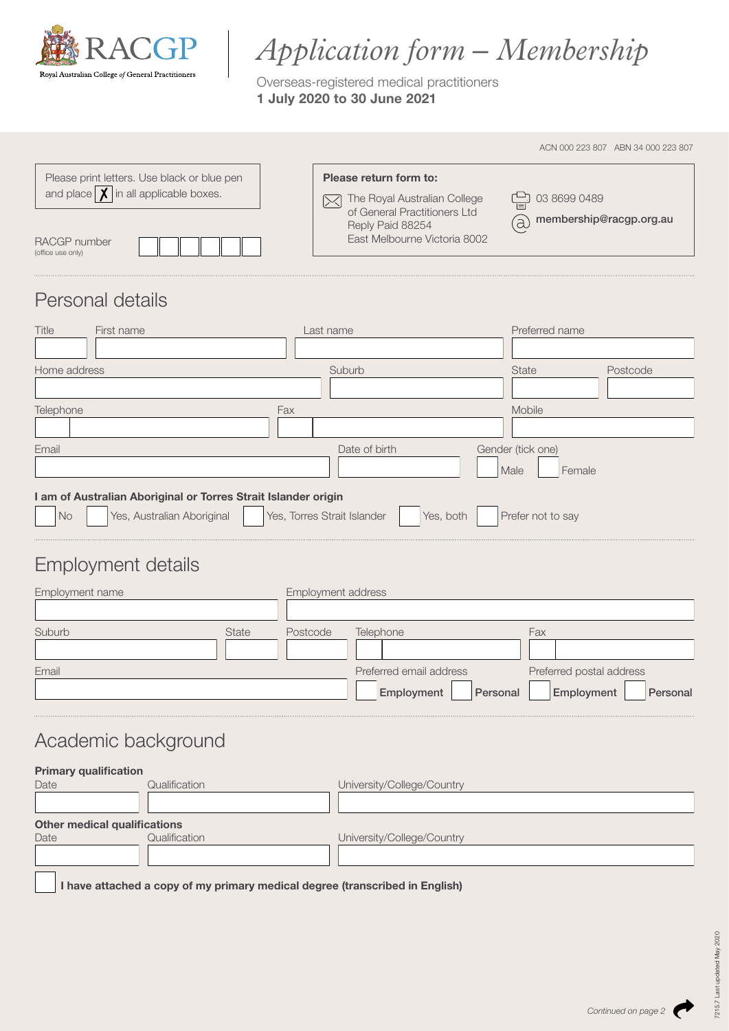RACGP

Royal Australian College *of* General Practitioners

# *Application form – Membership*

Overseas-registered medical practitioners
**1 July 2020 to 30 June 2021**

ACN 000 223 807 ABN 34 000 223 807

Please print letters. Use black or blue pen and place ☒ in all applicable boxes.

RACGP number (office use only) ☐☐☐☐☐☐

**Please return form to:**

The Royal Australian College of General Practitioners Ltd
Reply Paid 88254
East Melbourne Victoria 8002

03 8699 0489

**membership@racgp.org.au**

## Personal details

Title ______ First name ______ Last name ______ Preferred name ______

Home address ______ Suburb ______ State ______ Postcode ______

Telephone ______ Fax ______ Mobile ______

Email ______ Date of birth ______ Gender (tick one) ☐ Male ☐ Female

**I am of Australian Aboriginal or Torres Strait Islander origin**

☐ No ☐ Yes, Australian Aboriginal ☐ Yes, Torres Strait Islander ☐ Yes, both ☐ Prefer not to say

## Employment details

Employment name ______ Employment address ______

Suburb ______ State ______ Postcode ______ Telephone ______ Fax ______

Email ______

Preferred email address ☐ **Employment** ☐ **Personal**

Preferred postal address ☐ **Employment** ☐ **Personal**

## Academic background

**Primary qualification**

Date ______ Qualification ______ University/College/Country ______

**Other medical qualifications**

Date ______ Qualification ______ University/College/Country ______

☐ **I have attached a copy of my primary medical degree (transcribed in English)**

*Continued on page 2*

72157 Last updated May 2020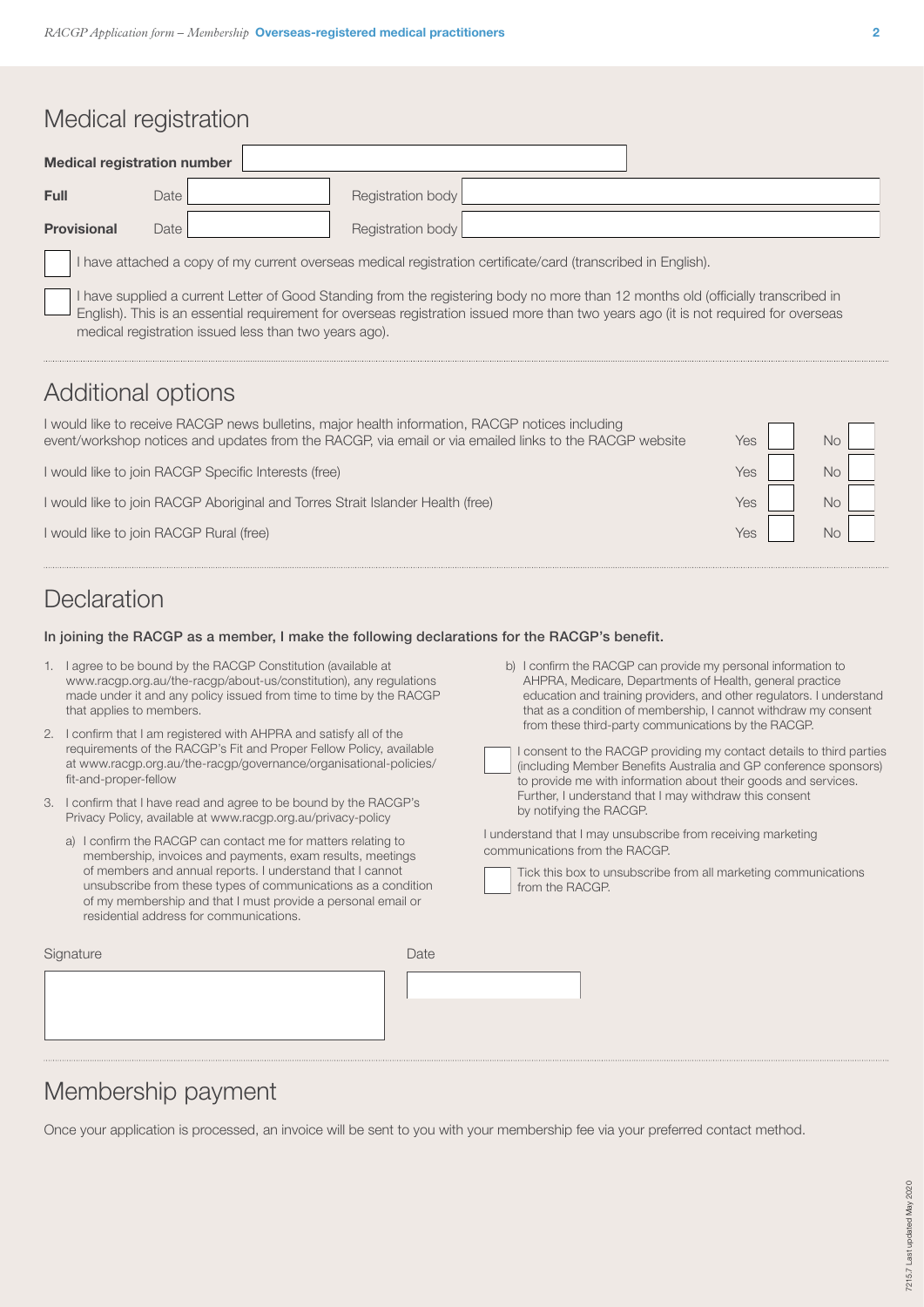## Medical registration

| | | | |
|---|---|---|---|
| **Medical registration number** | | | |
| **Full** | Date | Registration body | |
| **Provisional** | Date | Registration body | |

☐ I have attached a copy of my current overseas medical registration certificate/card (transcribed in English).

☐ I have supplied a current Letter of Good Standing from the registering body no more than 12 months old (officially transcribed in English). This is an essential requirement for overseas registration issued more than two years ago (it is not required for overseas medical registration issued less than two years ago).

## Additional options

| | | |
|---|---|---|
| I would like to receive RACGP news bulletins, major health information, RACGP notices including event/workshop notices and updates from the RACGP, via email or via emailed links to the RACGP website | Yes ☐ | No ☐ |
| I would like to join RACGP Specific Interests (free) | Yes ☐ | No ☐ |
| I would like to join RACGP Aboriginal and Torres Strait Islander Health (free) | Yes ☐ | No ☐ |
| I would like to join RACGP Rural (free) | Yes ☐ | No ☐ |

## Declaration

**In joining the RACGP as a member, I make the following declarations for the RACGP's benefit.**

1. I agree to be bound by the RACGP Constitution (available at www.racgp.org.au/the-racgp/about-us/constitution), any regulations made under it and any policy issued from time to time by the RACGP that applies to members.
2. I confirm that I am registered with AHPRA and satisfy all of the requirements of the RACGP's Fit and Proper Fellow Policy, available at www.racgp.org.au/the-racgp/governance/organisational-policies/fit-and-proper-fellow
3. I confirm that I have read and agree to be bound by the RACGP's Privacy Policy, available at www.racgp.org.au/privacy-policy
   a) I confirm the RACGP can contact me for matters relating to membership, invoices and payments, exam results, meetings of members and annual reports. I understand that I cannot unsubscribe from these types of communications as a condition of my membership and that I must provide a personal email or residential address for communications.
   b) I confirm the RACGP can provide my personal information to AHPRA, Medicare, Departments of Health, general practice education and training providers, and other regulators. I understand that as a condition of membership, I cannot withdraw my consent from these third-party communications by the RACGP.

☐ I consent to the RACGP providing my contact details to third parties (including Member Benefits Australia and GP conference sponsors) to provide me with information about their goods and services. Further, I understand that I may withdraw this consent by notifying the RACGP.

I understand that I may unsubscribe from receiving marketing communications from the RACGP.

☐ Tick this box to unsubscribe from all marketing communications from the RACGP.

Signature

Date

## Membership payment

Once your application is processed, an invoice will be sent to you with your membership fee via your preferred contact method.

7215.7 Last updated May 2020